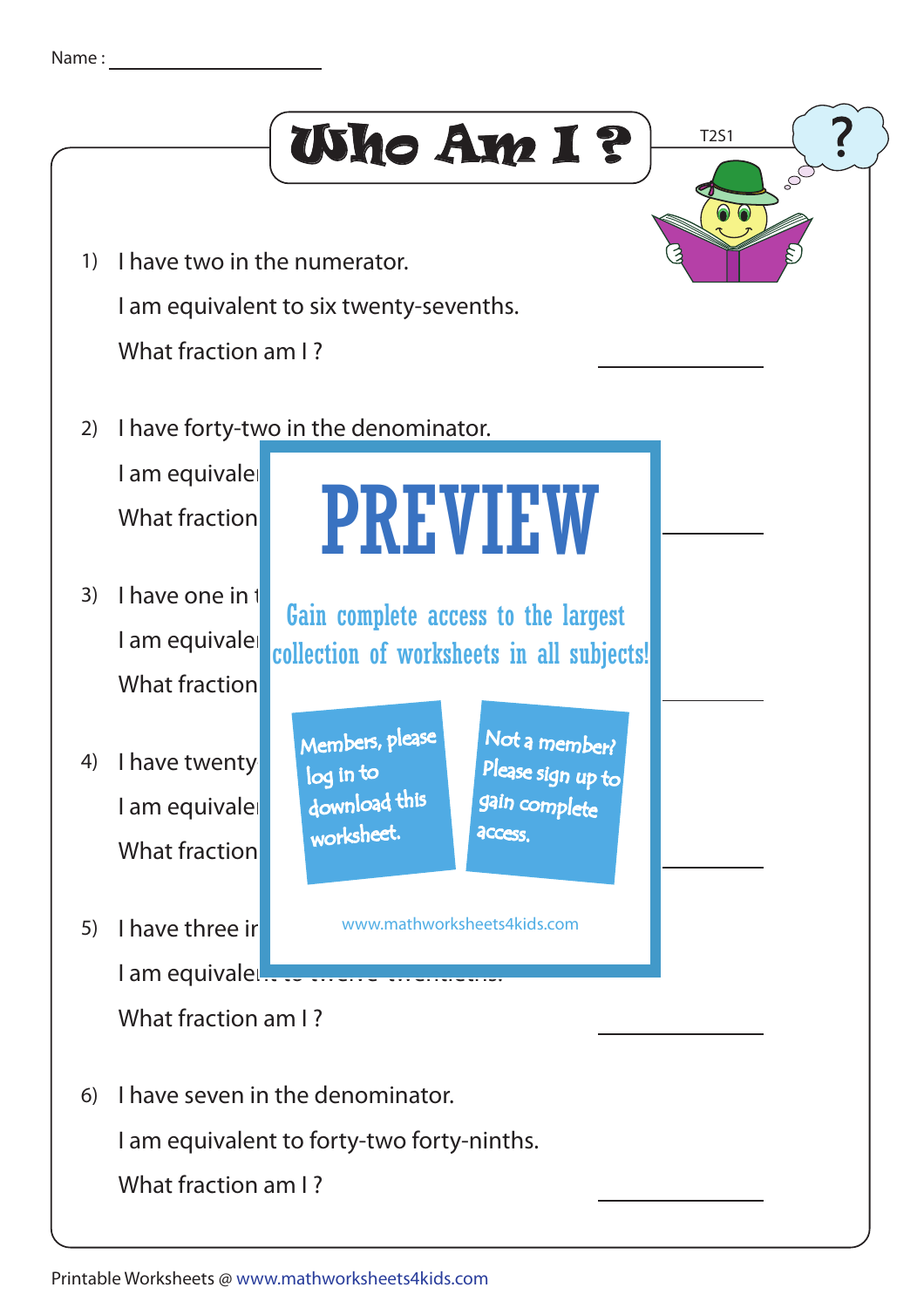Name : ____________________

# Who Am I ?

T2S1

1) I have two in the numerator.

   I am equivalent to six twenty-sevenths.

   What fraction am I ? ____________

2) I have forty-two in the denominator.

   I am equivale

   What fraction ____________

3) I have one in t

   I am equivale

   What fraction ____________

4) I have twenty

   I am equivale

   What fraction ____________

5) I have three ir

   I am equivale

   What fraction am I ? ____________

6) I have seven in the denominator.

   I am equivalent to forty-two forty-ninths.

   What fraction am I ? ____________

PREVIEW

Gain complete access to the largest collection of worksheets in all subjects!

Members, please log in to download this worksheet.

Not a member? Please sign up to gain complete access.

www.mathworksheets4kids.com

Printable Worksheets @ www.mathworksheets4kids.com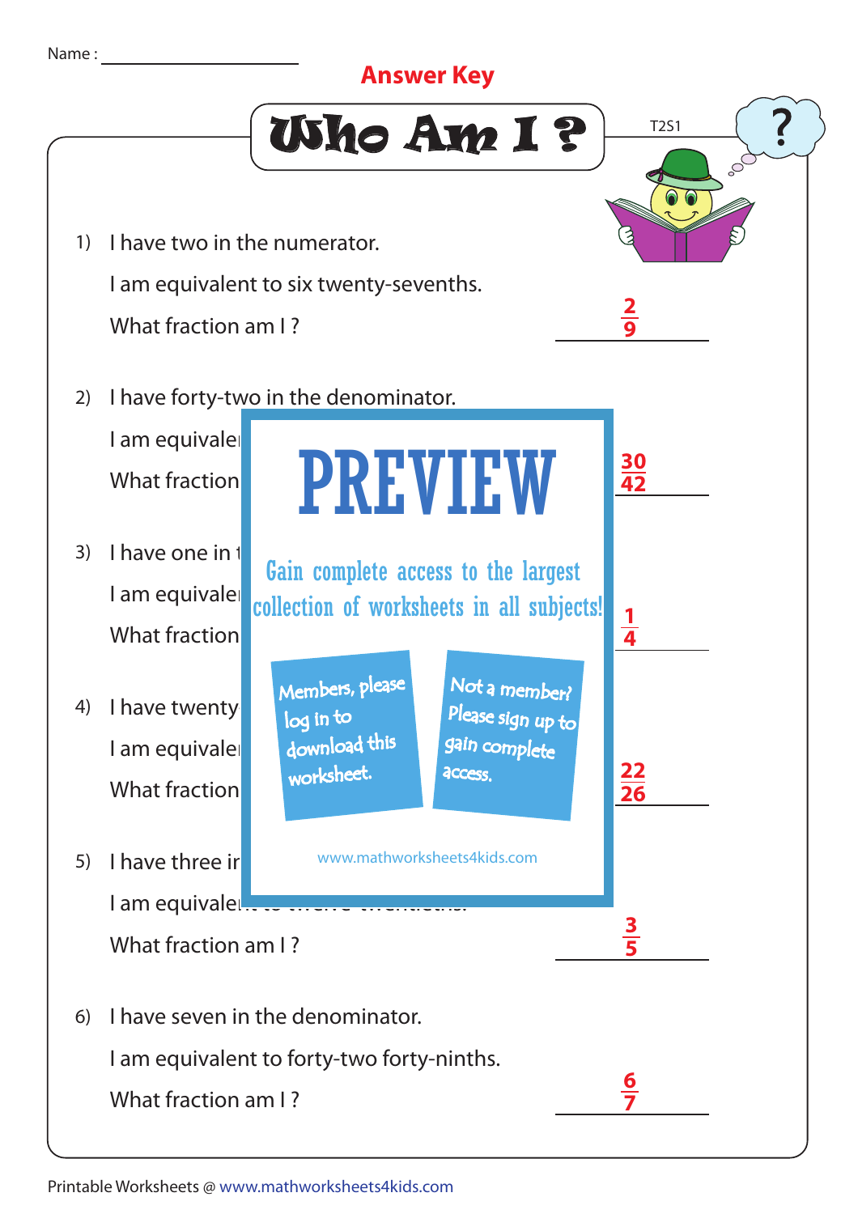Name : ____________________

**Answer Key**

# Who Am I ?

T2S1

1) I have two in the numerator.

   I am equivalent to six twenty-sevenths.

   What fraction am I ? $\frac{2}{9}$

2) I have forty-two in the denominator.

   I am equivale

   What fraction $\frac{30}{42}$

3) I have one in t

   I am equivale

   What fraction $\frac{1}{4}$

4) I have twenty

   I am equivale

   What fraction $\frac{22}{26}$

5) I have three ir

   I am equivale

   What fraction am I ? $\frac{3}{5}$

6) I have seven in the denominator.

   I am equivalent to forty-two forty-ninths.

   What fraction am I ? $\frac{6}{7}$

**PREVIEW**

Gain complete access to the largest collection of worksheets in all subjects!

Members, please log in to download this worksheet.

Not a member? Please sign up to gain complete access.

www.mathworksheets4kids.com

Printable Worksheets @ www.mathworksheets4kids.com